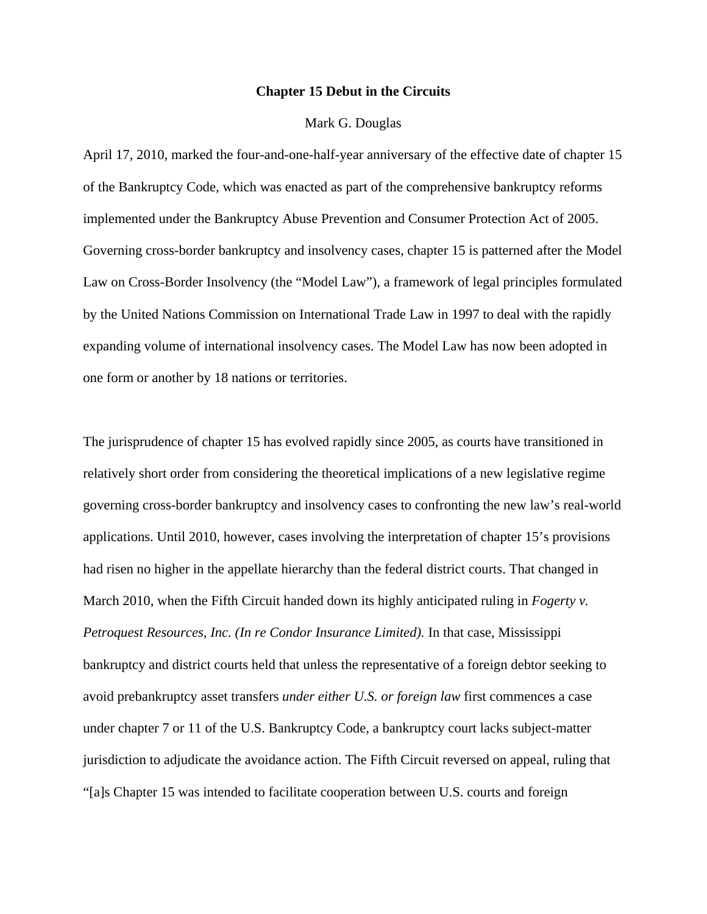# Chapter 15 Debut in the Circuits

Mark G. Douglas

April 17, 2010, marked the four-and-one-half-year anniversary of the effective date of chapter 15 of the Bankruptcy Code, which was enacted as part of the comprehensive bankruptcy reforms implemented under the Bankruptcy Abuse Prevention and Consumer Protection Act of 2005. Governing cross-border bankruptcy and insolvency cases, chapter 15 is patterned after the Model Law on Cross-Border Insolvency (the "Model Law"), a framework of legal principles formulated by the United Nations Commission on International Trade Law in 1997 to deal with the rapidly expanding volume of international insolvency cases. The Model Law has now been adopted in one form or another by 18 nations or territories.

The jurisprudence of chapter 15 has evolved rapidly since 2005, as courts have transitioned in relatively short order from considering the theoretical implications of a new legislative regime governing cross-border bankruptcy and insolvency cases to confronting the new law's real-world applications. Until 2010, however, cases involving the interpretation of chapter 15's provisions had risen no higher in the appellate hierarchy than the federal district courts. That changed in March 2010, when the Fifth Circuit handed down its highly anticipated ruling in *Fogerty v. Petroquest Resources, Inc. (In re Condor Insurance Limited).* In that case, Mississippi bankruptcy and district courts held that unless the representative of a foreign debtor seeking to avoid prebankruptcy asset transfers *under either U.S. or foreign law* first commences a case under chapter 7 or 11 of the U.S. Bankruptcy Code, a bankruptcy court lacks subject-matter jurisdiction to adjudicate the avoidance action. The Fifth Circuit reversed on appeal, ruling that "[a]s Chapter 15 was intended to facilitate cooperation between U.S. courts and foreign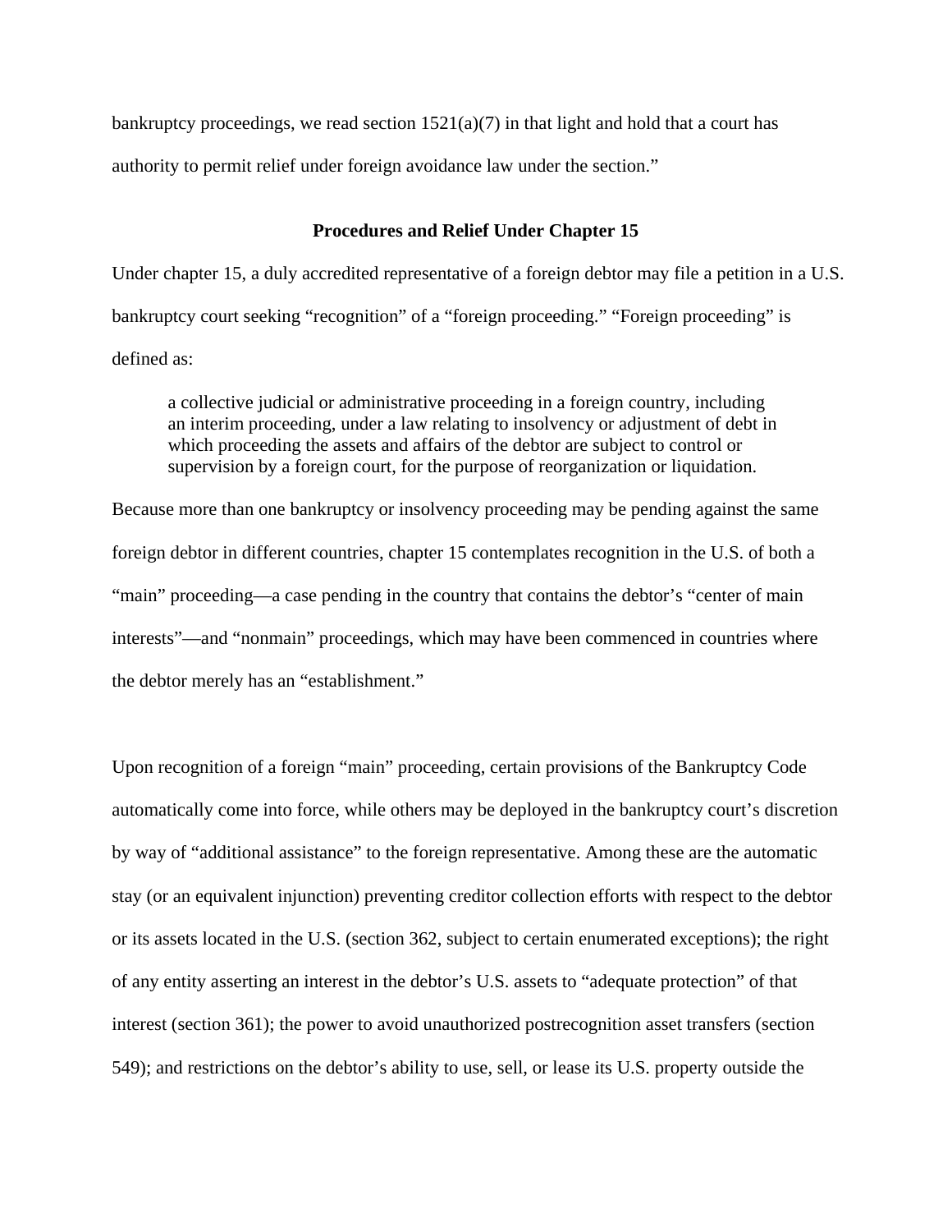bankruptcy proceedings, we read section 1521(a)(7) in that light and hold that a court has authority to permit relief under foreign avoidance law under the section."

## Procedures and Relief Under Chapter 15

Under chapter 15, a duly accredited representative of a foreign debtor may file a petition in a U.S. bankruptcy court seeking "recognition" of a "foreign proceeding." "Foreign proceeding" is defined as:

> a collective judicial or administrative proceeding in a foreign country, including an interim proceeding, under a law relating to insolvency or adjustment of debt in which proceeding the assets and affairs of the debtor are subject to control or supervision by a foreign court, for the purpose of reorganization or liquidation.

Because more than one bankruptcy or insolvency proceeding may be pending against the same foreign debtor in different countries, chapter 15 contemplates recognition in the U.S. of both a "main" proceeding—a case pending in the country that contains the debtor's "center of main interests"—and "nonmain" proceedings, which may have been commenced in countries where the debtor merely has an "establishment."

Upon recognition of a foreign "main" proceeding, certain provisions of the Bankruptcy Code automatically come into force, while others may be deployed in the bankruptcy court's discretion by way of "additional assistance" to the foreign representative. Among these are the automatic stay (or an equivalent injunction) preventing creditor collection efforts with respect to the debtor or its assets located in the U.S. (section 362, subject to certain enumerated exceptions); the right of any entity asserting an interest in the debtor's U.S. assets to "adequate protection" of that interest (section 361); the power to avoid unauthorized postrecognition asset transfers (section 549); and restrictions on the debtor's ability to use, sell, or lease its U.S. property outside the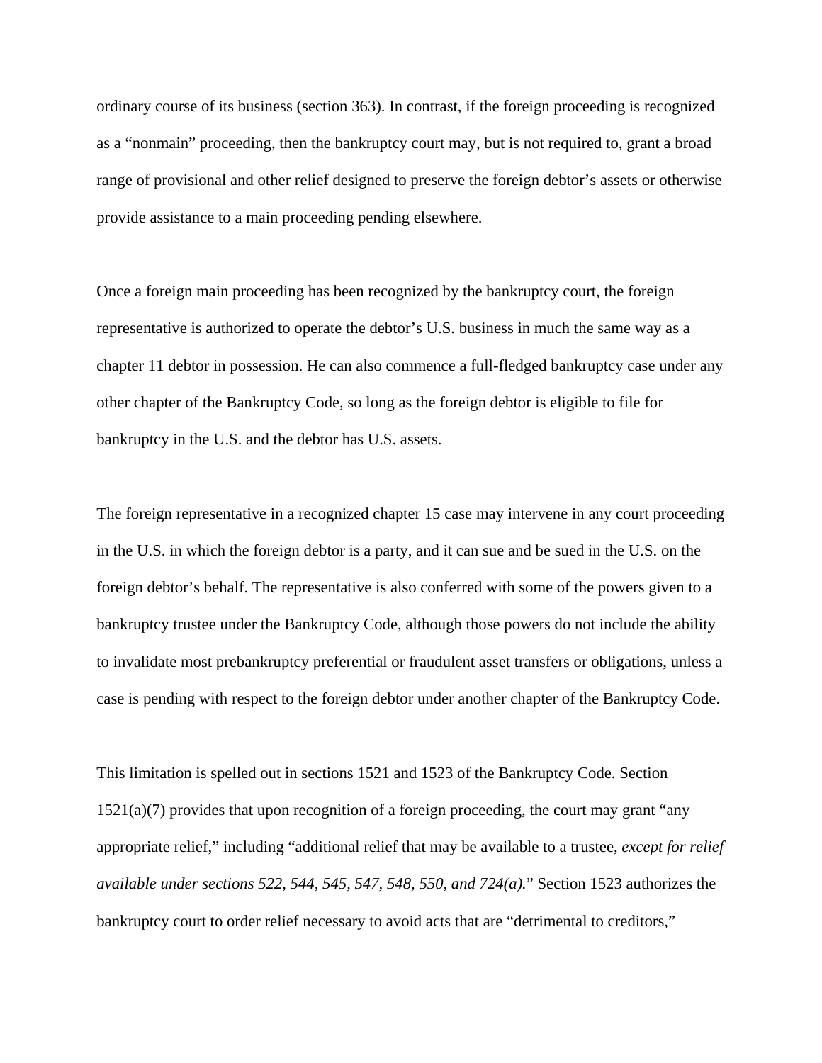ordinary course of its business (section 363). In contrast, if the foreign proceeding is recognized as a "nonmain" proceeding, then the bankruptcy court may, but is not required to, grant a broad range of provisional and other relief designed to preserve the foreign debtor's assets or otherwise provide assistance to a main proceeding pending elsewhere.

Once a foreign main proceeding has been recognized by the bankruptcy court, the foreign representative is authorized to operate the debtor's U.S. business in much the same way as a chapter 11 debtor in possession. He can also commence a full-fledged bankruptcy case under any other chapter of the Bankruptcy Code, so long as the foreign debtor is eligible to file for bankruptcy in the U.S. and the debtor has U.S. assets.

The foreign representative in a recognized chapter 15 case may intervene in any court proceeding in the U.S. in which the foreign debtor is a party, and it can sue and be sued in the U.S. on the foreign debtor's behalf. The representative is also conferred with some of the powers given to a bankruptcy trustee under the Bankruptcy Code, although those powers do not include the ability to invalidate most prebankruptcy preferential or fraudulent asset transfers or obligations, unless a case is pending with respect to the foreign debtor under another chapter of the Bankruptcy Code.

This limitation is spelled out in sections 1521 and 1523 of the Bankruptcy Code. Section 1521(a)(7) provides that upon recognition of a foreign proceeding, the court may grant "any appropriate relief," including "additional relief that may be available to a trustee, *except for relief available under sections 522, 544, 545, 547, 548, 550, and 724(a).*" Section 1523 authorizes the bankruptcy court to order relief necessary to avoid acts that are "detrimental to creditors,"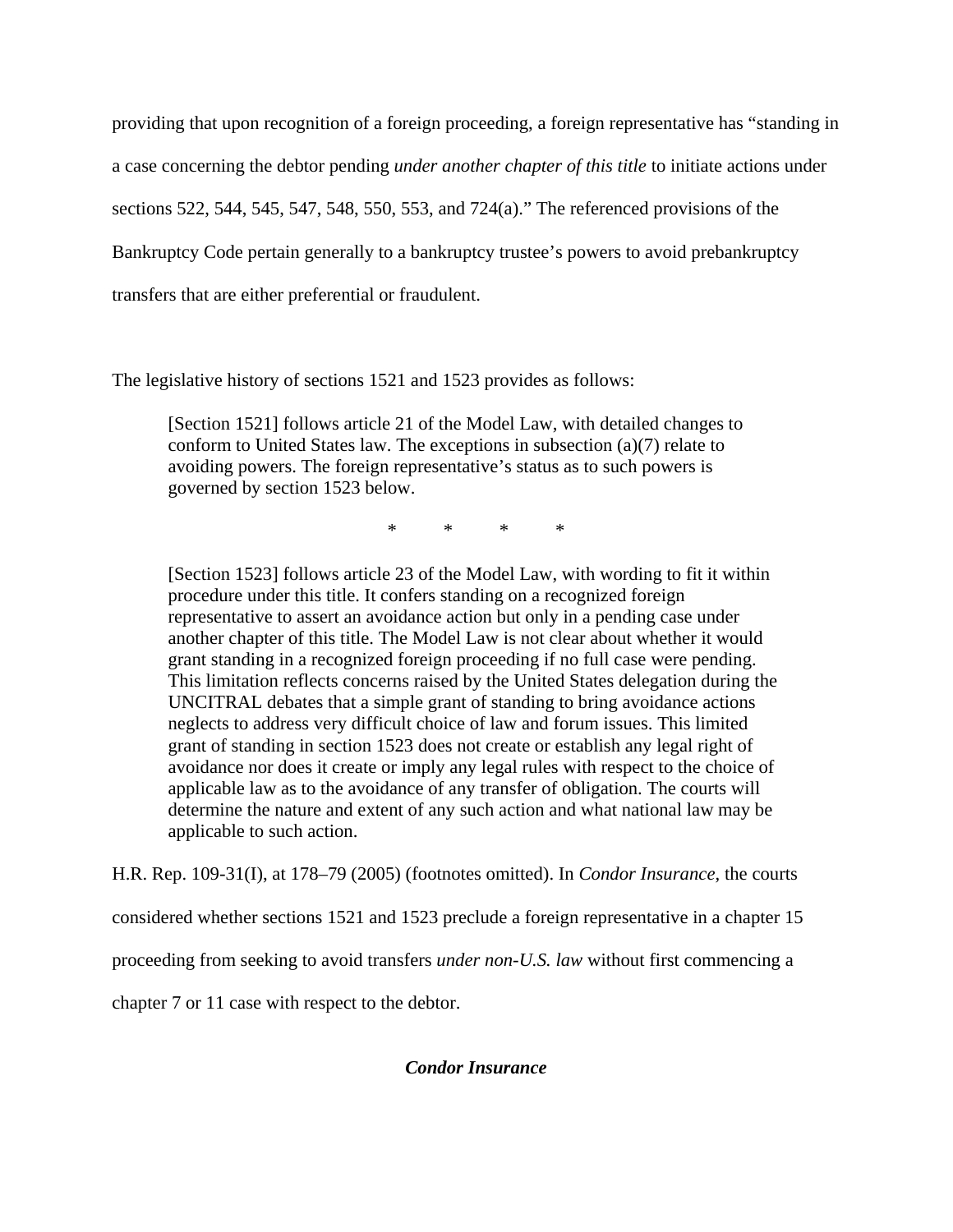providing that upon recognition of a foreign proceeding, a foreign representative has "standing in a case concerning the debtor pending *under another chapter of this title* to initiate actions under sections 522, 544, 545, 547, 548, 550, 553, and 724(a)." The referenced provisions of the Bankruptcy Code pertain generally to a bankruptcy trustee's powers to avoid prebankruptcy transfers that are either preferential or fraudulent.

The legislative history of sections 1521 and 1523 provides as follows:

> [Section 1521] follows article 21 of the Model Law, with detailed changes to conform to United States law. The exceptions in subsection (a)(7) relate to avoiding powers. The foreign representative's status as to such powers is governed by section 1523 below.
>
> \* \* \* \*
>
> [Section 1523] follows article 23 of the Model Law, with wording to fit it within procedure under this title. It confers standing on a recognized foreign representative to assert an avoidance action but only in a pending case under another chapter of this title. The Model Law is not clear about whether it would grant standing in a recognized foreign proceeding if no full case were pending. This limitation reflects concerns raised by the United States delegation during the UNCITRAL debates that a simple grant of standing to bring avoidance actions neglects to address very difficult choice of law and forum issues. This limited grant of standing in section 1523 does not create or establish any legal right of avoidance nor does it create or imply any legal rules with respect to the choice of applicable law as to the avoidance of any transfer of obligation. The courts will determine the nature and extent of any such action and what national law may be applicable to such action.

H.R. Rep. 109-31(I), at 178–79 (2005) (footnotes omitted). In *Condor Insurance*, the courts considered whether sections 1521 and 1523 preclude a foreign representative in a chapter 15 proceeding from seeking to avoid transfers *under non-U.S. law* without first commencing a chapter 7 or 11 case with respect to the debtor.

### *Condor Insurance*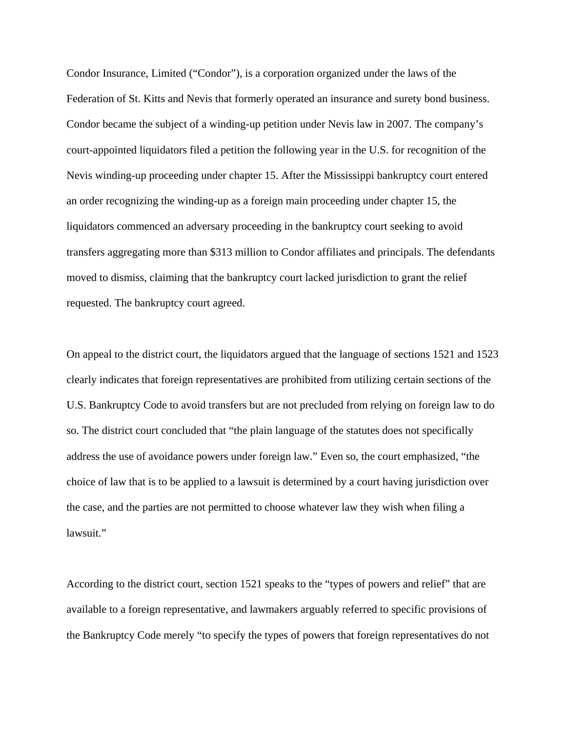Condor Insurance, Limited ("Condor"), is a corporation organized under the laws of the Federation of St. Kitts and Nevis that formerly operated an insurance and surety bond business. Condor became the subject of a winding-up petition under Nevis law in 2007. The company's court-appointed liquidators filed a petition the following year in the U.S. for recognition of the Nevis winding-up proceeding under chapter 15. After the Mississippi bankruptcy court entered an order recognizing the winding-up as a foreign main proceeding under chapter 15, the liquidators commenced an adversary proceeding in the bankruptcy court seeking to avoid transfers aggregating more than $313 million to Condor affiliates and principals. The defendants moved to dismiss, claiming that the bankruptcy court lacked jurisdiction to grant the relief requested. The bankruptcy court agreed.

On appeal to the district court, the liquidators argued that the language of sections 1521 and 1523 clearly indicates that foreign representatives are prohibited from utilizing certain sections of the U.S. Bankruptcy Code to avoid transfers but are not precluded from relying on foreign law to do so. The district court concluded that "the plain language of the statutes does not specifically address the use of avoidance powers under foreign law." Even so, the court emphasized, "the choice of law that is to be applied to a lawsuit is determined by a court having jurisdiction over the case, and the parties are not permitted to choose whatever law they wish when filing a lawsuit."

According to the district court, section 1521 speaks to the "types of powers and relief" that are available to a foreign representative, and lawmakers arguably referred to specific provisions of the Bankruptcy Code merely "to specify the types of powers that foreign representatives do not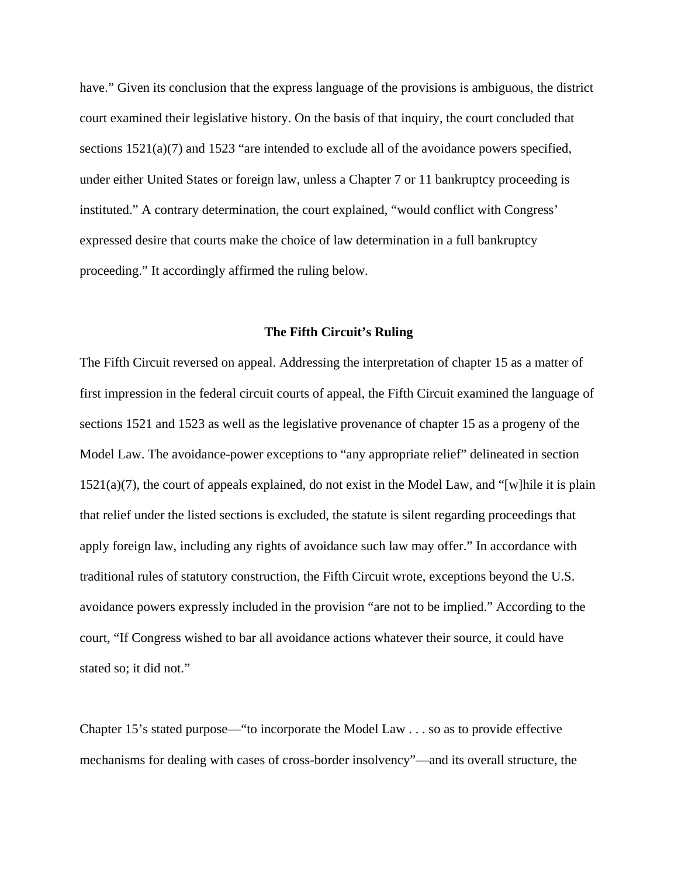have." Given its conclusion that the express language of the provisions is ambiguous, the district court examined their legislative history. On the basis of that inquiry, the court concluded that sections 1521(a)(7) and 1523 "are intended to exclude all of the avoidance powers specified, under either United States or foreign law, unless a Chapter 7 or 11 bankruptcy proceeding is instituted." A contrary determination, the court explained, "would conflict with Congress' expressed desire that courts make the choice of law determination in a full bankruptcy proceeding." It accordingly affirmed the ruling below.

### The Fifth Circuit's Ruling

The Fifth Circuit reversed on appeal. Addressing the interpretation of chapter 15 as a matter of first impression in the federal circuit courts of appeal, the Fifth Circuit examined the language of sections 1521 and 1523 as well as the legislative provenance of chapter 15 as a progeny of the Model Law. The avoidance-power exceptions to "any appropriate relief" delineated in section 1521(a)(7), the court of appeals explained, do not exist in the Model Law, and "[w]hile it is plain that relief under the listed sections is excluded, the statute is silent regarding proceedings that apply foreign law, including any rights of avoidance such law may offer." In accordance with traditional rules of statutory construction, the Fifth Circuit wrote, exceptions beyond the U.S. avoidance powers expressly included in the provision "are not to be implied." According to the court, "If Congress wished to bar all avoidance actions whatever their source, it could have stated so; it did not."

Chapter 15's stated purpose—"to incorporate the Model Law . . . so as to provide effective mechanisms for dealing with cases of cross-border insolvency"—and its overall structure, the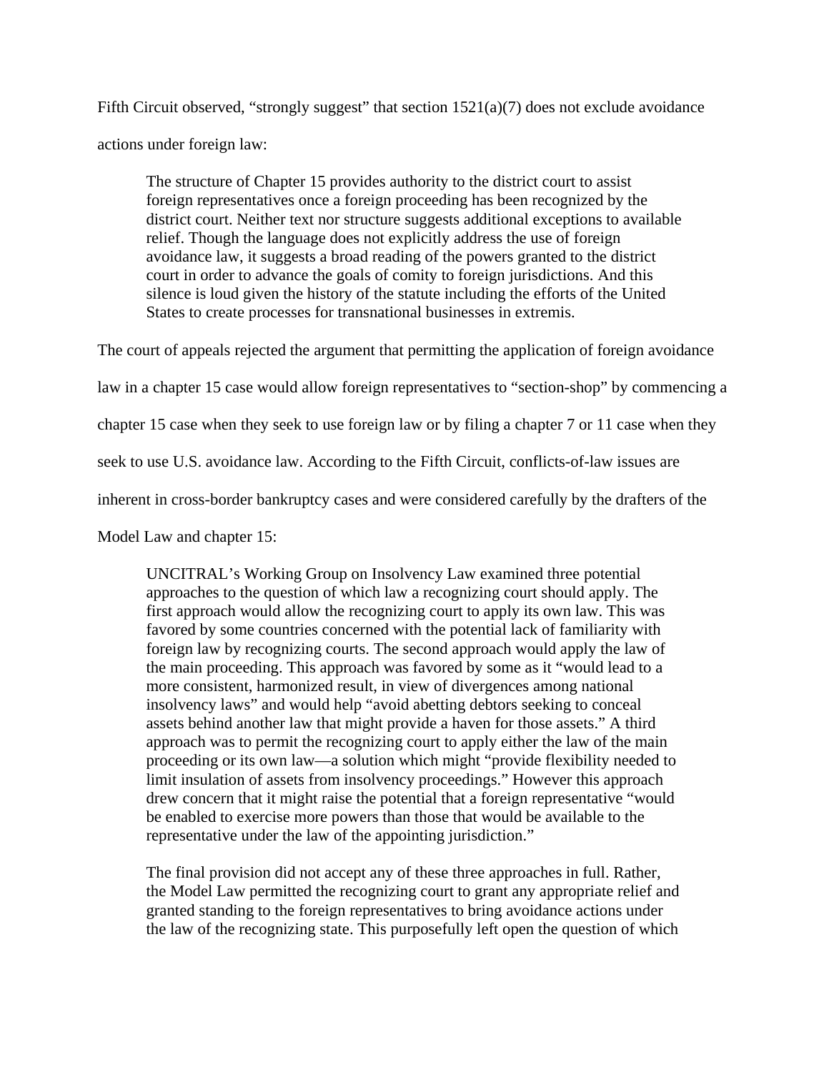Fifth Circuit observed, "strongly suggest" that section 1521(a)(7) does not exclude avoidance actions under foreign law:

> The structure of Chapter 15 provides authority to the district court to assist foreign representatives once a foreign proceeding has been recognized by the district court. Neither text nor structure suggests additional exceptions to available relief. Though the language does not explicitly address the use of foreign avoidance law, it suggests a broad reading of the powers granted to the district court in order to advance the goals of comity to foreign jurisdictions. And this silence is loud given the history of the statute including the efforts of the United States to create processes for transnational businesses in extremis.

The court of appeals rejected the argument that permitting the application of foreign avoidance law in a chapter 15 case would allow foreign representatives to "section-shop" by commencing a chapter 15 case when they seek to use foreign law or by filing a chapter 7 or 11 case when they seek to use U.S. avoidance law. According to the Fifth Circuit, conflicts-of-law issues are inherent in cross-border bankruptcy cases and were considered carefully by the drafters of the Model Law and chapter 15:

> UNCITRAL's Working Group on Insolvency Law examined three potential approaches to the question of which law a recognizing court should apply. The first approach would allow the recognizing court to apply its own law. This was favored by some countries concerned with the potential lack of familiarity with foreign law by recognizing courts. The second approach would apply the law of the main proceeding. This approach was favored by some as it "would lead to a more consistent, harmonized result, in view of divergences among national insolvency laws" and would help "avoid abetting debtors seeking to conceal assets behind another law that might provide a haven for those assets." A third approach was to permit the recognizing court to apply either the law of the main proceeding or its own law—a solution which might "provide flexibility needed to limit insulation of assets from insolvency proceedings." However this approach drew concern that it might raise the potential that a foreign representative "would be enabled to exercise more powers than those that would be available to the representative under the law of the appointing jurisdiction."
>
> The final provision did not accept any of these three approaches in full. Rather, the Model Law permitted the recognizing court to grant any appropriate relief and granted standing to the foreign representatives to bring avoidance actions under the law of the recognizing state. This purposefully left open the question of which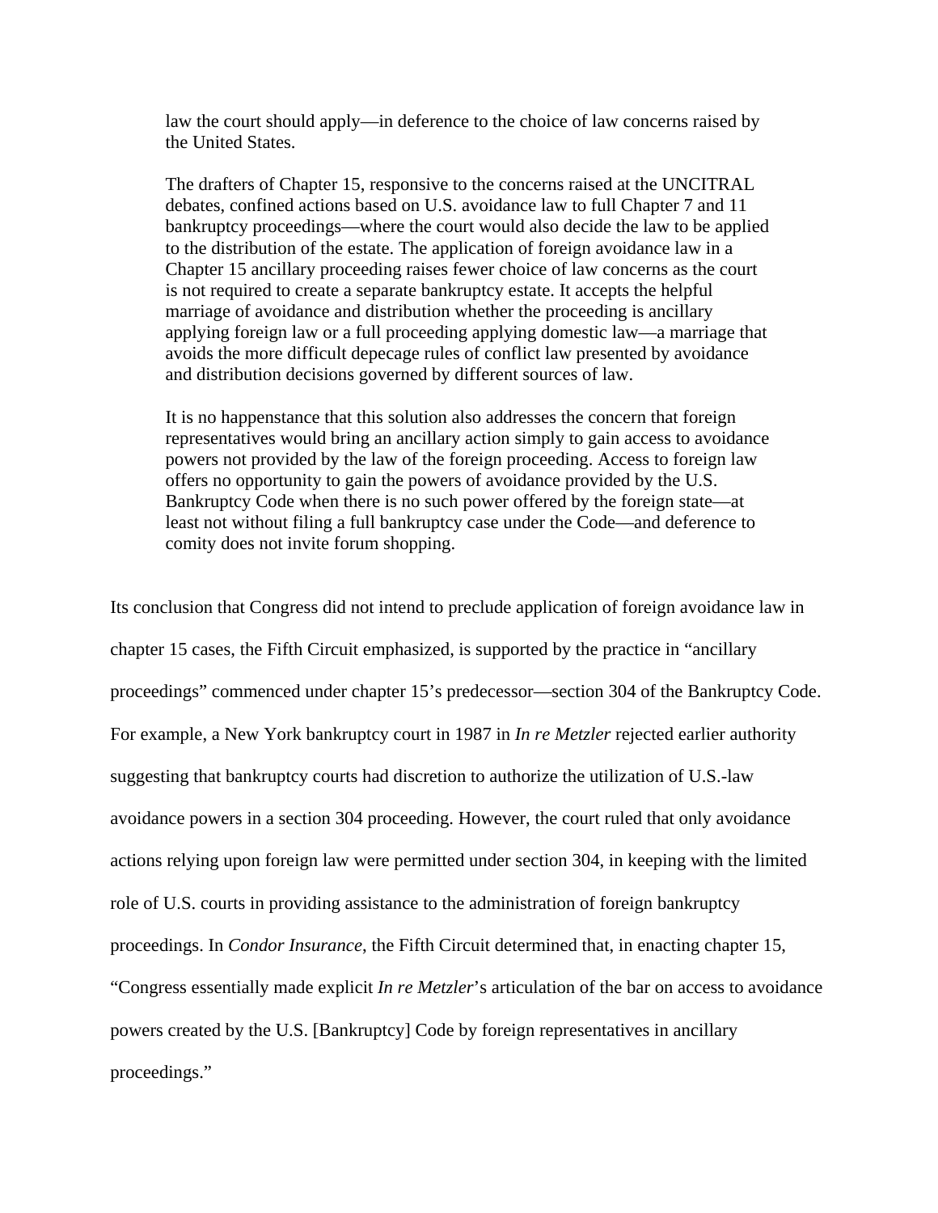> law the court should apply—in deference to the choice of law concerns raised by the United States.
>
> The drafters of Chapter 15, responsive to the concerns raised at the UNCITRAL debates, confined actions based on U.S. avoidance law to full Chapter 7 and 11 bankruptcy proceedings—where the court would also decide the law to be applied to the distribution of the estate. The application of foreign avoidance law in a Chapter 15 ancillary proceeding raises fewer choice of law concerns as the court is not required to create a separate bankruptcy estate. It accepts the helpful marriage of avoidance and distribution whether the proceeding is ancillary applying foreign law or a full proceeding applying domestic law—a marriage that avoids the more difficult depecage rules of conflict law presented by avoidance and distribution decisions governed by different sources of law.
>
> It is no happenstance that this solution also addresses the concern that foreign representatives would bring an ancillary action simply to gain access to avoidance powers not provided by the law of the foreign proceeding. Access to foreign law offers no opportunity to gain the powers of avoidance provided by the U.S. Bankruptcy Code when there is no such power offered by the foreign state—at least not without filing a full bankruptcy case under the Code—and deference to comity does not invite forum shopping.

Its conclusion that Congress did not intend to preclude application of foreign avoidance law in chapter 15 cases, the Fifth Circuit emphasized, is supported by the practice in "ancillary proceedings" commenced under chapter 15's predecessor—section 304 of the Bankruptcy Code. For example, a New York bankruptcy court in 1987 in *In re Metzler* rejected earlier authority suggesting that bankruptcy courts had discretion to authorize the utilization of U.S.-law avoidance powers in a section 304 proceeding. However, the court ruled that only avoidance actions relying upon foreign law were permitted under section 304, in keeping with the limited role of U.S. courts in providing assistance to the administration of foreign bankruptcy proceedings. In *Condor Insurance*, the Fifth Circuit determined that, in enacting chapter 15, "Congress essentially made explicit *In re Metzler*'s articulation of the bar on access to avoidance powers created by the U.S. [Bankruptcy] Code by foreign representatives in ancillary proceedings."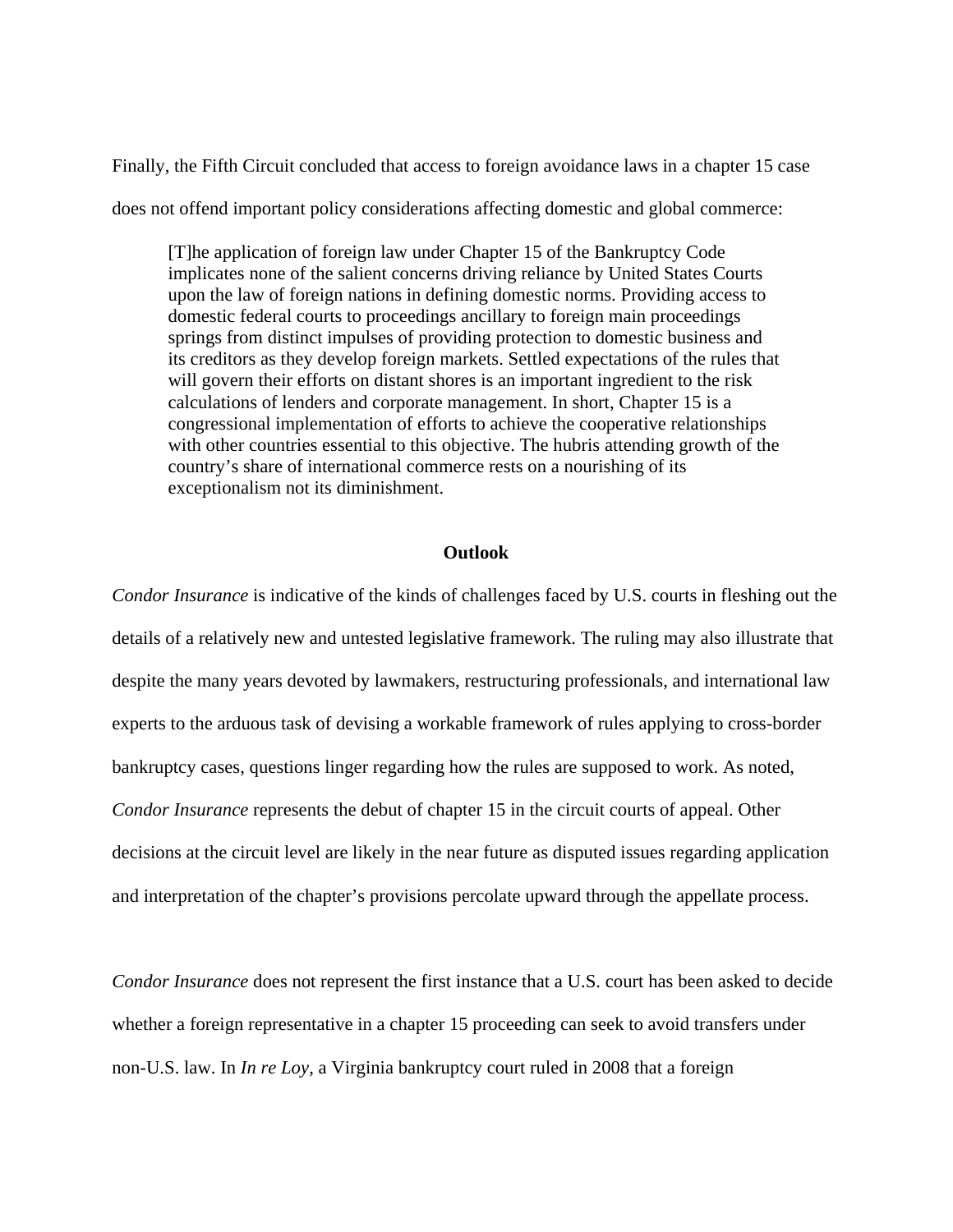Finally, the Fifth Circuit concluded that access to foreign avoidance laws in a chapter 15 case does not offend important policy considerations affecting domestic and global commerce:

> [T]he application of foreign law under Chapter 15 of the Bankruptcy Code implicates none of the salient concerns driving reliance by United States Courts upon the law of foreign nations in defining domestic norms. Providing access to domestic federal courts to proceedings ancillary to foreign main proceedings springs from distinct impulses of providing protection to domestic business and its creditors as they develop foreign markets. Settled expectations of the rules that will govern their efforts on distant shores is an important ingredient to the risk calculations of lenders and corporate management. In short, Chapter 15 is a congressional implementation of efforts to achieve the cooperative relationships with other countries essential to this objective. The hubris attending growth of the country's share of international commerce rests on a nourishing of its exceptionalism not its diminishment.

## Outlook

*Condor Insurance* is indicative of the kinds of challenges faced by U.S. courts in fleshing out the details of a relatively new and untested legislative framework. The ruling may also illustrate that despite the many years devoted by lawmakers, restructuring professionals, and international law experts to the arduous task of devising a workable framework of rules applying to cross-border bankruptcy cases, questions linger regarding how the rules are supposed to work. As noted, *Condor Insurance* represents the debut of chapter 15 in the circuit courts of appeal. Other decisions at the circuit level are likely in the near future as disputed issues regarding application and interpretation of the chapter's provisions percolate upward through the appellate process.

*Condor Insurance* does not represent the first instance that a U.S. court has been asked to decide whether a foreign representative in a chapter 15 proceeding can seek to avoid transfers under non-U.S. law. In *In re Loy*, a Virginia bankruptcy court ruled in 2008 that a foreign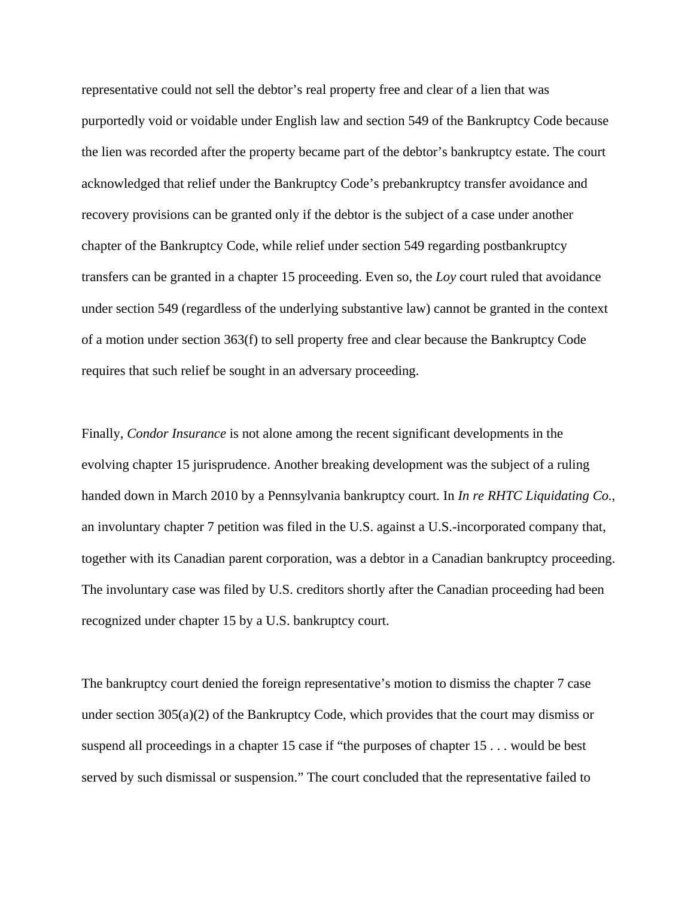representative could not sell the debtor's real property free and clear of a lien that was purportedly void or voidable under English law and section 549 of the Bankruptcy Code because the lien was recorded after the property became part of the debtor's bankruptcy estate. The court acknowledged that relief under the Bankruptcy Code's prebankruptcy transfer avoidance and recovery provisions can be granted only if the debtor is the subject of a case under another chapter of the Bankruptcy Code, while relief under section 549 regarding postbankruptcy transfers can be granted in a chapter 15 proceeding. Even so, the *Loy* court ruled that avoidance under section 549 (regardless of the underlying substantive law) cannot be granted in the context of a motion under section 363(f) to sell property free and clear because the Bankruptcy Code requires that such relief be sought in an adversary proceeding.

Finally, *Condor Insurance* is not alone among the recent significant developments in the evolving chapter 15 jurisprudence. Another breaking development was the subject of a ruling handed down in March 2010 by a Pennsylvania bankruptcy court. In *In re RHTC Liquidating Co.*, an involuntary chapter 7 petition was filed in the U.S. against a U.S.-incorporated company that, together with its Canadian parent corporation, was a debtor in a Canadian bankruptcy proceeding. The involuntary case was filed by U.S. creditors shortly after the Canadian proceeding had been recognized under chapter 15 by a U.S. bankruptcy court.

The bankruptcy court denied the foreign representative's motion to dismiss the chapter 7 case under section 305(a)(2) of the Bankruptcy Code, which provides that the court may dismiss or suspend all proceedings in a chapter 15 case if "the purposes of chapter 15 . . . would be best served by such dismissal or suspension." The court concluded that the representative failed to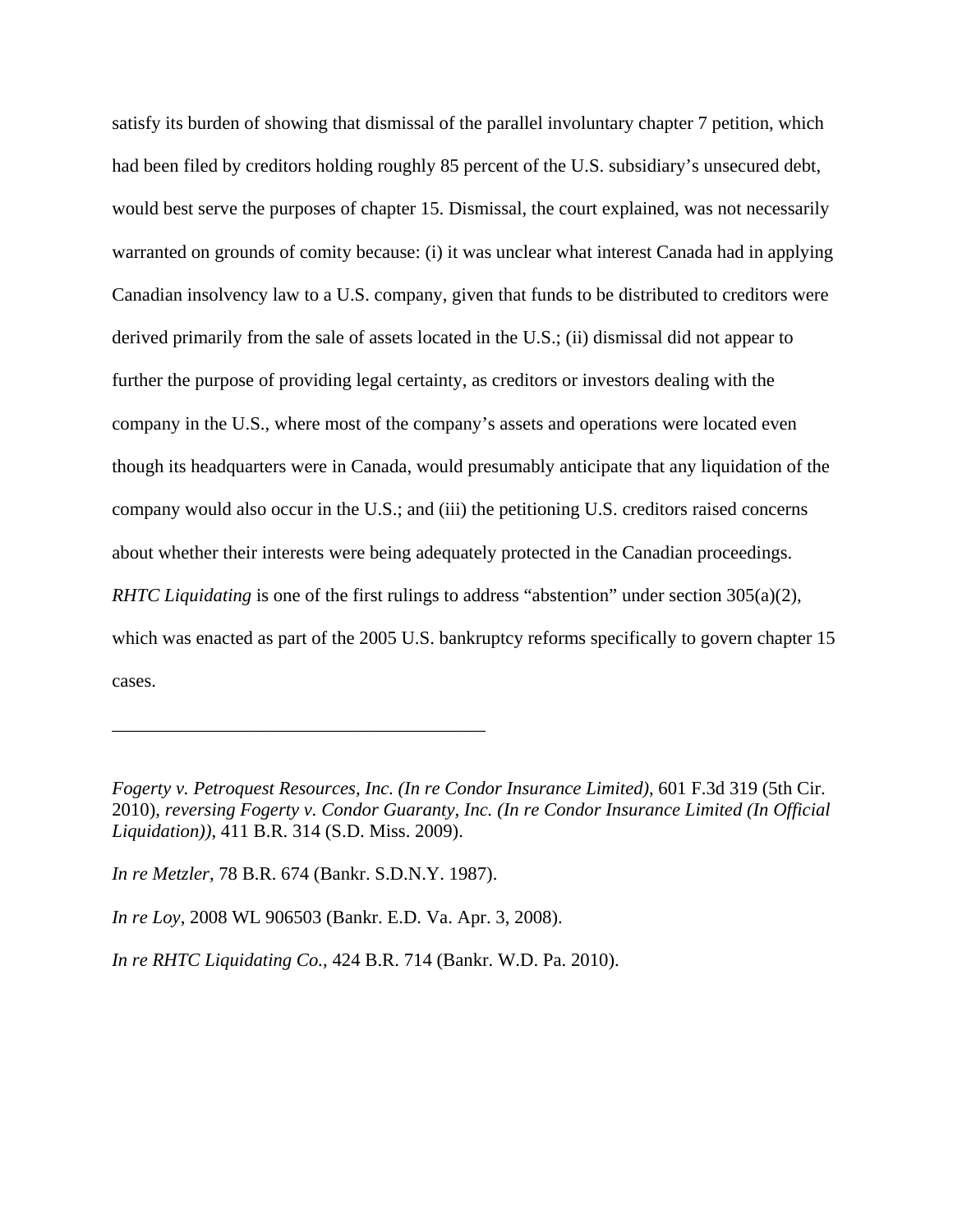satisfy its burden of showing that dismissal of the parallel involuntary chapter 7 petition, which had been filed by creditors holding roughly 85 percent of the U.S. subsidiary's unsecured debt, would best serve the purposes of chapter 15. Dismissal, the court explained, was not necessarily warranted on grounds of comity because: (i) it was unclear what interest Canada had in applying Canadian insolvency law to a U.S. company, given that funds to be distributed to creditors were derived primarily from the sale of assets located in the U.S.; (ii) dismissal did not appear to further the purpose of providing legal certainty, as creditors or investors dealing with the company in the U.S., where most of the company's assets and operations were located even though its headquarters were in Canada, would presumably anticipate that any liquidation of the company would also occur in the U.S.; and (iii) the petitioning U.S. creditors raised concerns about whether their interests were being adequately protected in the Canadian proceedings. *RHTC Liquidating* is one of the first rulings to address "abstention" under section 305(a)(2), which was enacted as part of the 2005 U.S. bankruptcy reforms specifically to govern chapter 15 cases.

________________________________________

*Fogerty v. Petroquest Resources, Inc. (In re Condor Insurance Limited)*, 601 F.3d 319 (5th Cir. 2010), *reversing Fogerty v. Condor Guaranty, Inc. (In re Condor Insurance Limited (In Official Liquidation))*, 411 B.R. 314 (S.D. Miss. 2009).

*In re Metzler*, 78 B.R. 674 (Bankr. S.D.N.Y. 1987).

*In re Loy*, 2008 WL 906503 (Bankr. E.D. Va. Apr. 3, 2008).

*In re RHTC Liquidating Co.*, 424 B.R. 714 (Bankr. W.D. Pa. 2010).